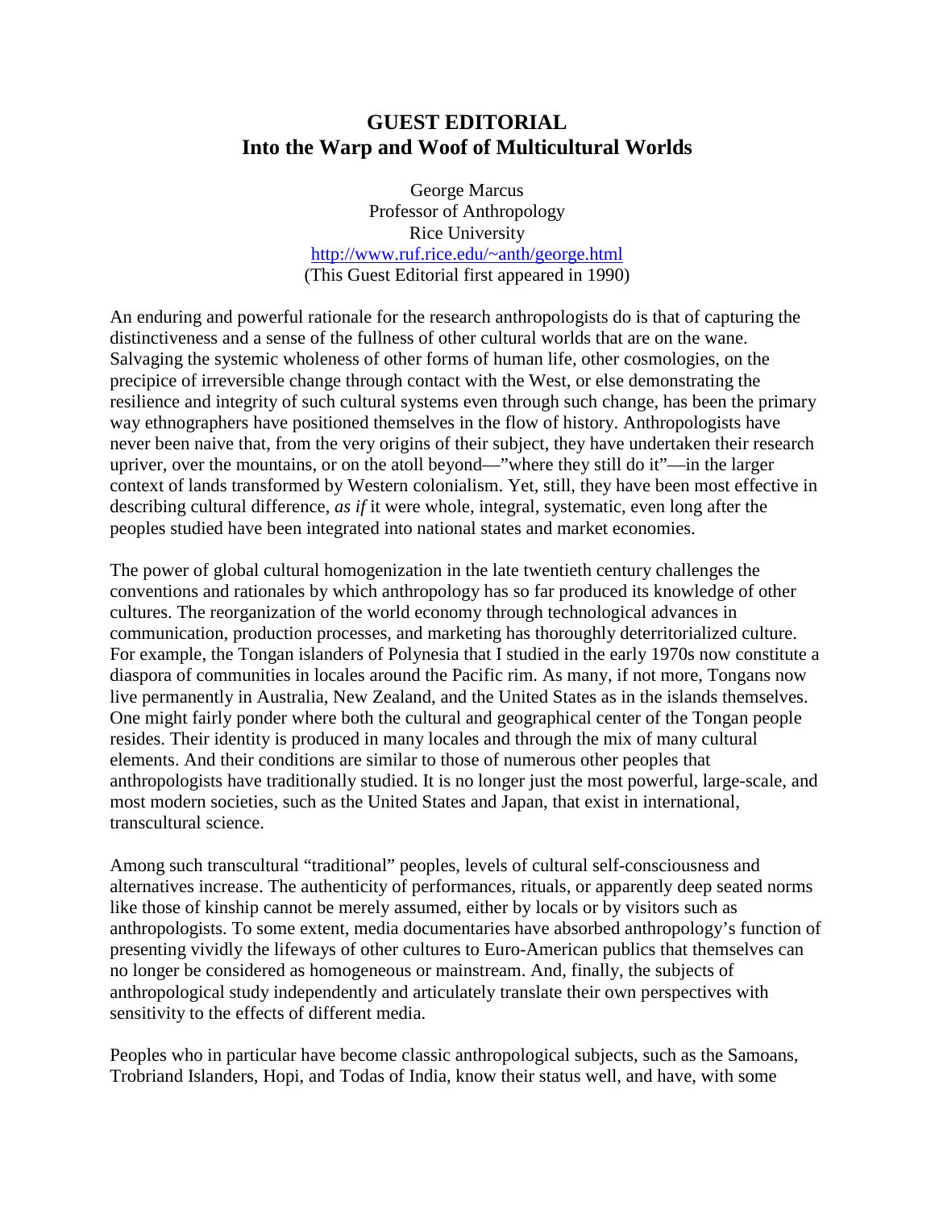# GUEST EDITORIAL
# Into the Warp and Woof of Multicultural Worlds

George Marcus
Professor of Anthropology
Rice University
http://www.ruf.rice.edu/~anth/george.html
(This Guest Editorial first appeared in 1990)

An enduring and powerful rationale for the research anthropologists do is that of capturing the distinctiveness and a sense of the fullness of other cultural worlds that are on the wane. Salvaging the systemic wholeness of other forms of human life, other cosmologies, on the precipice of irreversible change through contact with the West, or else demonstrating the resilience and integrity of such cultural systems even through such change, has been the primary way ethnographers have positioned themselves in the flow of history. Anthropologists have never been naive that, from the very origins of their subject, they have undertaken their research upriver, over the mountains, or on the atoll beyond—"where they still do it"—in the larger context of lands transformed by Western colonialism. Yet, still, they have been most effective in describing cultural difference, *as if* it were whole, integral, systematic, even long after the peoples studied have been integrated into national states and market economies.

The power of global cultural homogenization in the late twentieth century challenges the conventions and rationales by which anthropology has so far produced its knowledge of other cultures. The reorganization of the world economy through technological advances in communication, production processes, and marketing has thoroughly deterritorialized culture. For example, the Tongan islanders of Polynesia that I studied in the early 1970s now constitute a diaspora of communities in locales around the Pacific rim. As many, if not more, Tongans now live permanently in Australia, New Zealand, and the United States as in the islands themselves. One might fairly ponder where both the cultural and geographical center of the Tongan people resides. Their identity is produced in many locales and through the mix of many cultural elements. And their conditions are similar to those of numerous other peoples that anthropologists have traditionally studied. It is no longer just the most powerful, large-scale, and most modern societies, such as the United States and Japan, that exist in international, transcultural science.

Among such transcultural "traditional" peoples, levels of cultural self-consciousness and alternatives increase. The authenticity of performances, rituals, or apparently deep seated norms like those of kinship cannot be merely assumed, either by locals or by visitors such as anthropologists. To some extent, media documentaries have absorbed anthropology's function of presenting vividly the lifeways of other cultures to Euro-American publics that themselves can no longer be considered as homogeneous or mainstream. And, finally, the subjects of anthropological study independently and articulately translate their own perspectives with sensitivity to the effects of different media.

Peoples who in particular have become classic anthropological subjects, such as the Samoans, Trobriand Islanders, Hopi, and Todas of India, know their status well, and have, with some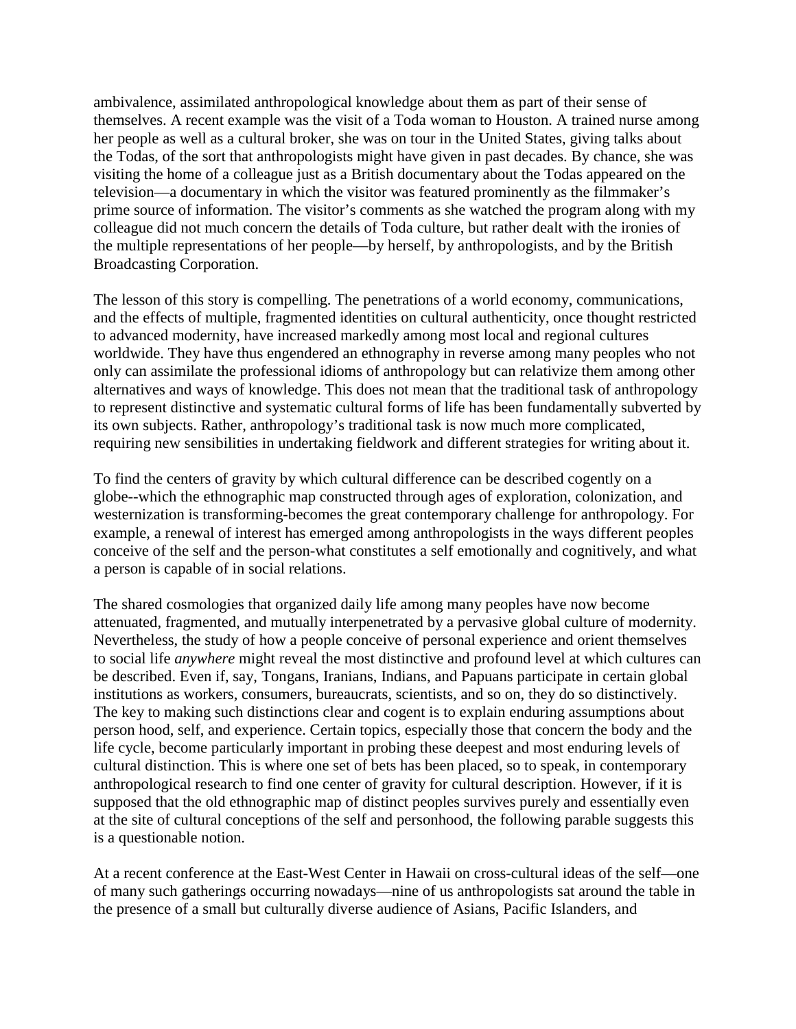ambivalence, assimilated anthropological knowledge about them as part of their sense of themselves. A recent example was the visit of a Toda woman to Houston. A trained nurse among her people as well as a cultural broker, she was on tour in the United States, giving talks about the Todas, of the sort that anthropologists might have given in past decades. By chance, she was visiting the home of a colleague just as a British documentary about the Todas appeared on the television—a documentary in which the visitor was featured prominently as the filmmaker's prime source of information. The visitor's comments as she watched the program along with my colleague did not much concern the details of Toda culture, but rather dealt with the ironies of the multiple representations of her people—by herself, by anthropologists, and by the British Broadcasting Corporation.

The lesson of this story is compelling. The penetrations of a world economy, communications, and the effects of multiple, fragmented identities on cultural authenticity, once thought restricted to advanced modernity, have increased markedly among most local and regional cultures worldwide. They have thus engendered an ethnography in reverse among many peoples who not only can assimilate the professional idioms of anthropology but can relativize them among other alternatives and ways of knowledge. This does not mean that the traditional task of anthropology to represent distinctive and systematic cultural forms of life has been fundamentally subverted by its own subjects. Rather, anthropology's traditional task is now much more complicated, requiring new sensibilities in undertaking fieldwork and different strategies for writing about it.

To find the centers of gravity by which cultural difference can be described cogently on a globe--which the ethnographic map constructed through ages of exploration, colonization, and westernization is transforming-becomes the great contemporary challenge for anthropology. For example, a renewal of interest has emerged among anthropologists in the ways different peoples conceive of the self and the person-what constitutes a self emotionally and cognitively, and what a person is capable of in social relations.

The shared cosmologies that organized daily life among many peoples have now become attenuated, fragmented, and mutually interpenetrated by a pervasive global culture of modernity. Nevertheless, the study of how a people conceive of personal experience and orient themselves to social life *anywhere* might reveal the most distinctive and profound level at which cultures can be described. Even if, say, Tongans, Iranians, Indians, and Papuans participate in certain global institutions as workers, consumers, bureaucrats, scientists, and so on, they do so distinctively. The key to making such distinctions clear and cogent is to explain enduring assumptions about person hood, self, and experience. Certain topics, especially those that concern the body and the life cycle, become particularly important in probing these deepest and most enduring levels of cultural distinction. This is where one set of bets has been placed, so to speak, in contemporary anthropological research to find one center of gravity for cultural description. However, if it is supposed that the old ethnographic map of distinct peoples survives purely and essentially even at the site of cultural conceptions of the self and personhood, the following parable suggests this is a questionable notion.

At a recent conference at the East-West Center in Hawaii on cross-cultural ideas of the self—one of many such gatherings occurring nowadays—nine of us anthropologists sat around the table in the presence of a small but culturally diverse audience of Asians, Pacific Islanders, and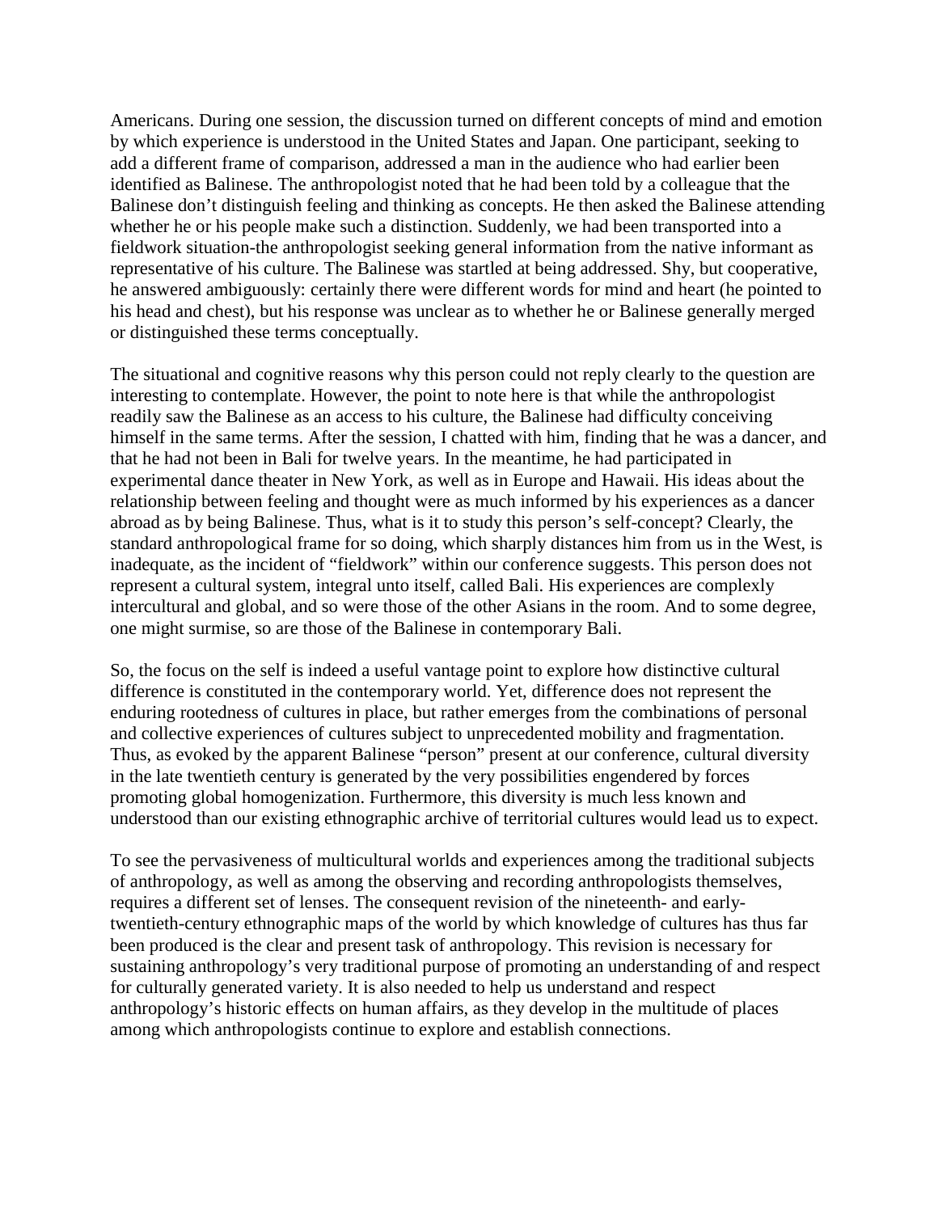Americans. During one session, the discussion turned on different concepts of mind and emotion by which experience is understood in the United States and Japan. One participant, seeking to add a different frame of comparison, addressed a man in the audience who had earlier been identified as Balinese. The anthropologist noted that he had been told by a colleague that the Balinese don't distinguish feeling and thinking as concepts. He then asked the Balinese attending whether he or his people make such a distinction. Suddenly, we had been transported into a fieldwork situation-the anthropologist seeking general information from the native informant as representative of his culture. The Balinese was startled at being addressed. Shy, but cooperative, he answered ambiguously: certainly there were different words for mind and heart (he pointed to his head and chest), but his response was unclear as to whether he or Balinese generally merged or distinguished these terms conceptually.

The situational and cognitive reasons why this person could not reply clearly to the question are interesting to contemplate. However, the point to note here is that while the anthropologist readily saw the Balinese as an access to his culture, the Balinese had difficulty conceiving himself in the same terms. After the session, I chatted with him, finding that he was a dancer, and that he had not been in Bali for twelve years. In the meantime, he had participated in experimental dance theater in New York, as well as in Europe and Hawaii. His ideas about the relationship between feeling and thought were as much informed by his experiences as a dancer abroad as by being Balinese. Thus, what is it to study this person's self-concept? Clearly, the standard anthropological frame for so doing, which sharply distances him from us in the West, is inadequate, as the incident of "fieldwork" within our conference suggests. This person does not represent a cultural system, integral unto itself, called Bali. His experiences are complexly intercultural and global, and so were those of the other Asians in the room. And to some degree, one might surmise, so are those of the Balinese in contemporary Bali.

So, the focus on the self is indeed a useful vantage point to explore how distinctive cultural difference is constituted in the contemporary world. Yet, difference does not represent the enduring rootedness of cultures in place, but rather emerges from the combinations of personal and collective experiences of cultures subject to unprecedented mobility and fragmentation. Thus, as evoked by the apparent Balinese "person" present at our conference, cultural diversity in the late twentieth century is generated by the very possibilities engendered by forces promoting global homogenization. Furthermore, this diversity is much less known and understood than our existing ethnographic archive of territorial cultures would lead us to expect.

To see the pervasiveness of multicultural worlds and experiences among the traditional subjects of anthropology, as well as among the observing and recording anthropologists themselves, requires a different set of lenses. The consequent revision of the nineteenth- and early-twentieth-century ethnographic maps of the world by which knowledge of cultures has thus far been produced is the clear and present task of anthropology. This revision is necessary for sustaining anthropology's very traditional purpose of promoting an understanding of and respect for culturally generated variety. It is also needed to help us understand and respect anthropology's historic effects on human affairs, as they develop in the multitude of places among which anthropologists continue to explore and establish connections.